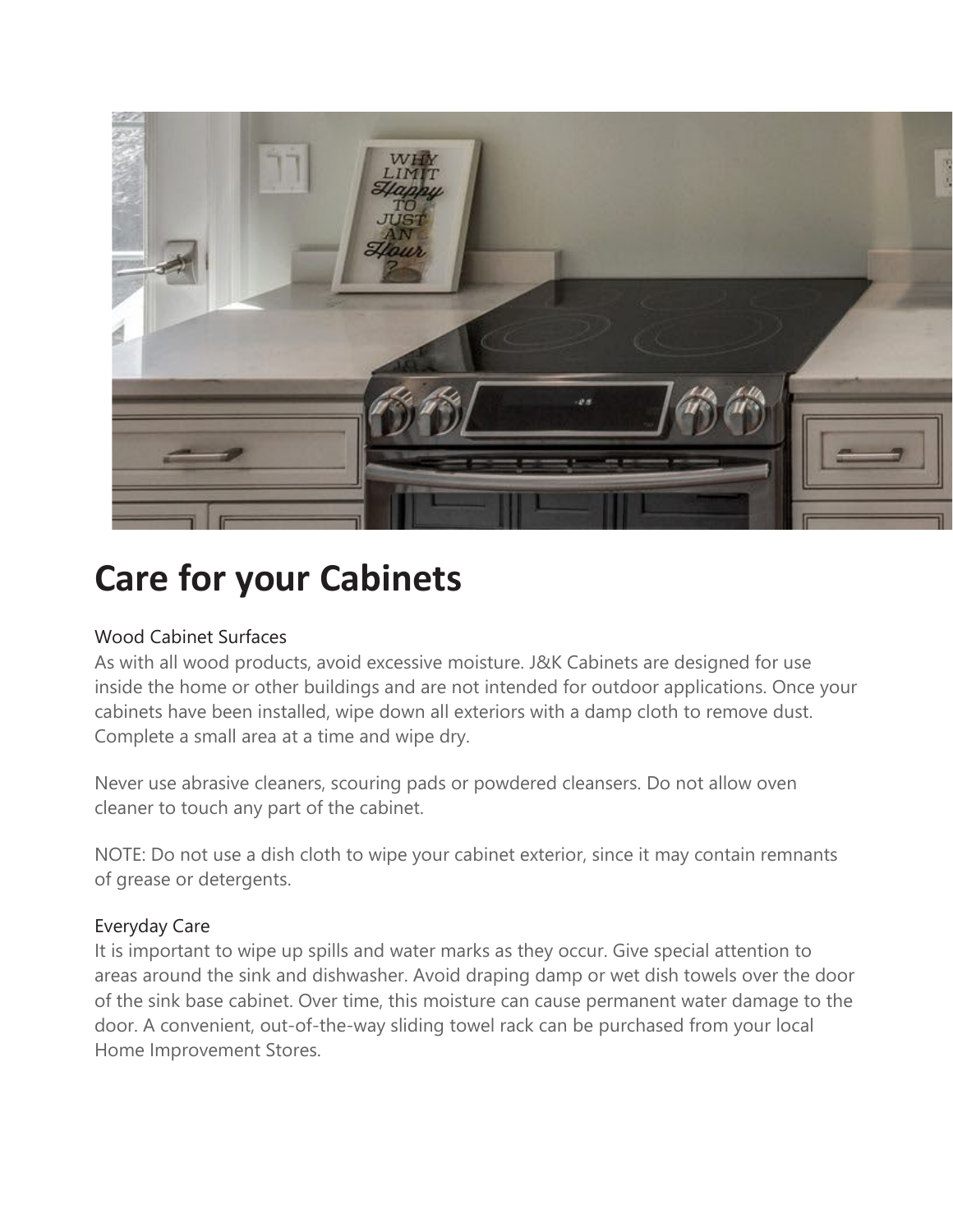# Care for your Cabinets

### Wood Cabinet Surfaces

As with all wood products, avoid excessive moisture. J&K Cabinets are designed for use inside the home or other buildings and are not intended for outdoor applications. Once your cabinets have been installed, wipe down all exteriors with a damp cloth to remove dust. Complete a small area at a time and wipe dry.

Never use abrasive cleaners, scouring pads or powdered cleansers. Do not allow oven cleaner to touch any part of the cabinet.

NOTE: Do not use a dish cloth to wipe your cabinet exterior, since it may contain remnants of grease or detergents.

### Everyday Care

It is important to wipe up spills and water marks as they occur. Give special attention to areas around the sink and dishwasher. Avoid draping damp or wet dish towels over the door of the sink base cabinet. Over time, this moisture can cause permanent water damage to the door. A convenient, out-of-the-way sliding towel rack can be purchased from your local Home Improvement Stores.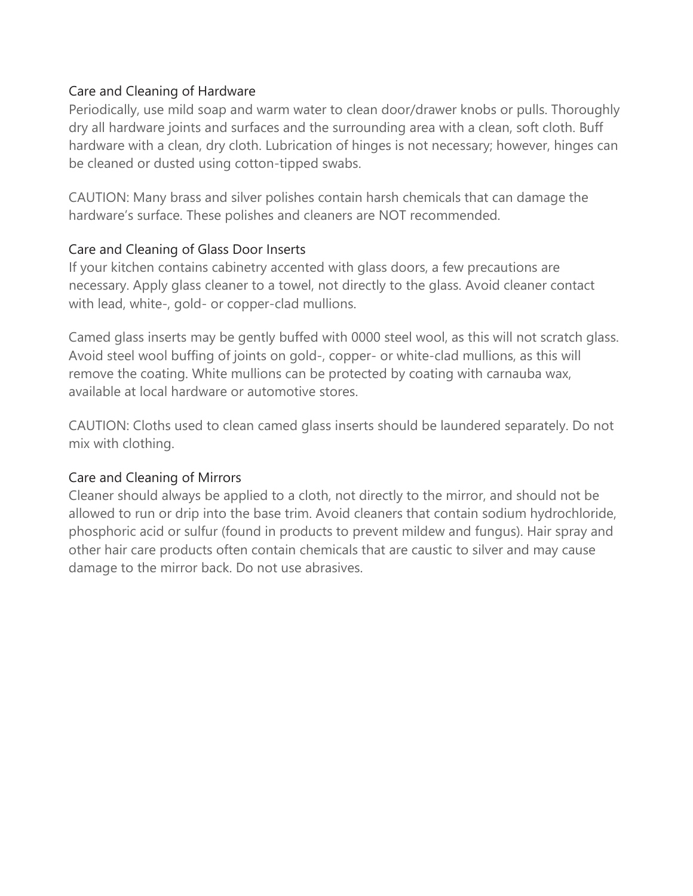## Care and Cleaning of Hardware

Periodically, use mild soap and warm water to clean door/drawer knobs or pulls. Thoroughly dry all hardware joints and surfaces and the surrounding area with a clean, soft cloth. Buff hardware with a clean, dry cloth. Lubrication of hinges is not necessary; however, hinges can be cleaned or dusted using cotton-tipped swabs.

CAUTION: Many brass and silver polishes contain harsh chemicals that can damage the hardware's surface. These polishes and cleaners are NOT recommended.

## Care and Cleaning of Glass Door Inserts

If your kitchen contains cabinetry accented with glass doors, a few precautions are necessary. Apply glass cleaner to a towel, not directly to the glass. Avoid cleaner contact with lead, white-, gold- or copper-clad mullions.

Camed glass inserts may be gently buffed with 0000 steel wool, as this will not scratch glass. Avoid steel wool buffing of joints on gold-, copper- or white-clad mullions, as this will remove the coating. White mullions can be protected by coating with carnauba wax, available at local hardware or automotive stores.

CAUTION: Cloths used to clean camed glass inserts should be laundered separately. Do not mix with clothing.

## Care and Cleaning of Mirrors

Cleaner should always be applied to a cloth, not directly to the mirror, and should not be allowed to run or drip into the base trim. Avoid cleaners that contain sodium hydrochloride, phosphoric acid or sulfur (found in products to prevent mildew and fungus). Hair spray and other hair care products often contain chemicals that are caustic to silver and may cause damage to the mirror back. Do not use abrasives.